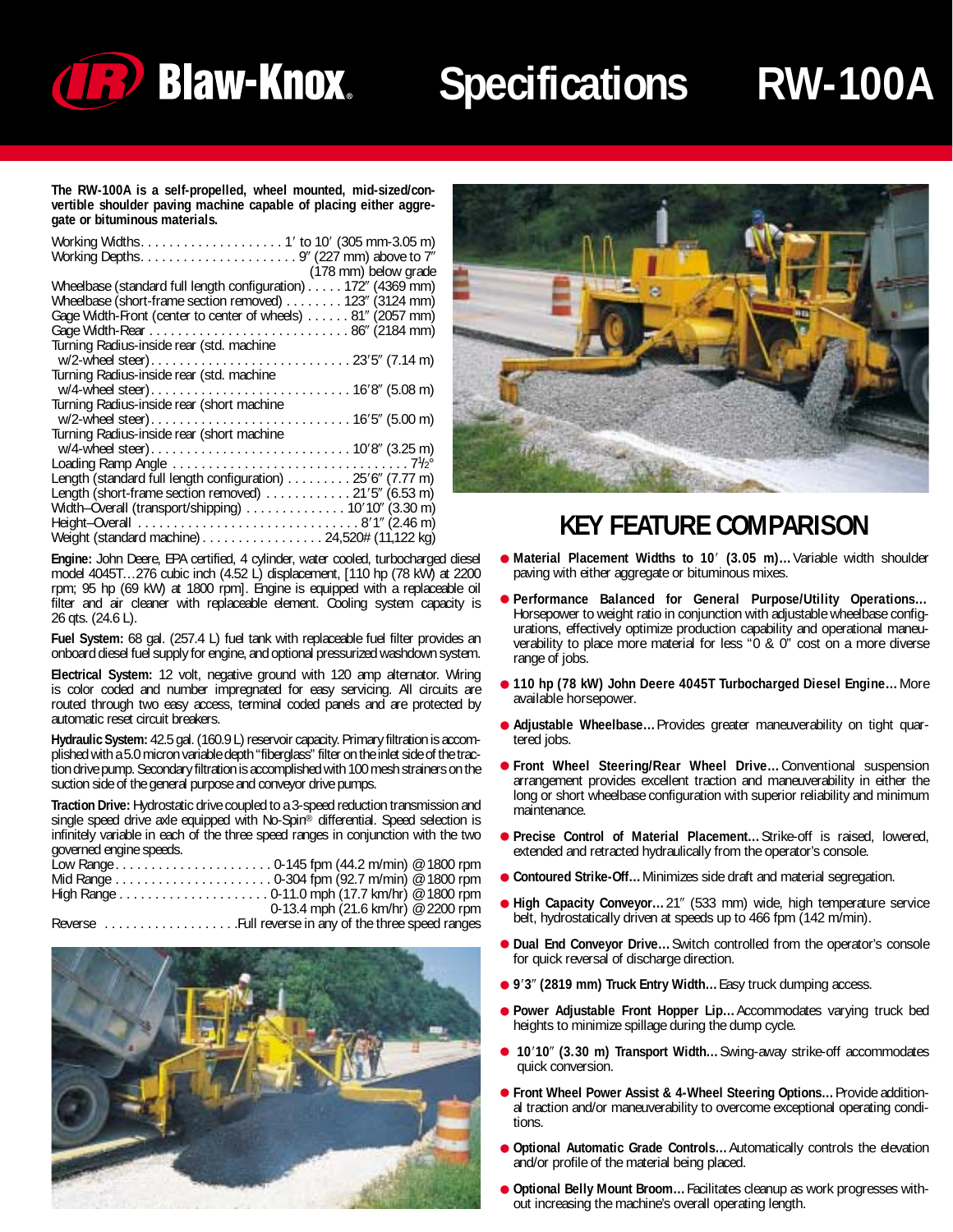# Blaw-Knox Specifications RW-100A

**The RW-100A is a self-propelled, wheel mounted, mid-sized/convertible shoulder paving machine capable of placing either aggregate or bituminous materials.**

| Specification | Value |
|---|---|
| Working Widths | 1′ to 10′ (305 mm-3.05 m) |
| Working Depths | 9″ (227 mm) above to 7″ (178 mm) below grade |
| Wheelbase (standard full length configuration) | 172″ (4369 mm) |
| Wheelbase (short-frame section removed) | 123″ (3124 mm) |
| Gage Width-Front (center to center of wheels) | 81″ (2057 mm) |
| Gage Width-Rear | 86″ (2184 mm) |
| Turning Radius-inside rear (std. machine w/2-wheel steer) | 23′5″ (7.14 m) |
| Turning Radius-inside rear (std. machine w/4-wheel steer) | 16′8″ (5.08 m) |
| Turning Radius-inside rear (short machine w/2-wheel steer) | 16′5″ (5.00 m) |
| Turning Radius-inside rear (short machine w/4-wheel steer) | 10′8″ (3.25 m) |
| Loading Ramp Angle | 7½° |
| Length (standard full length configuration) | 25′6″ (7.77 m) |
| Length (short-frame section removed) | 21′5″ (6.53 m) |
| Width–Overall (transport/shipping) | 10′10″ (3.30 m) |
| Height–Overall | 8′1″ (2.46 m) |
| Weight (standard machine) | 24,520# (11,122 kg) |

**Engine:** John Deere, EPA certified, 4 cylinder, water cooled, turbocharged diesel model 4045T…276 cubic inch (4.52 L) displacement, [110 hp (78 kW) at 2200 rpm; 95 hp (69 kW) at 1800 rpm]. Engine is equipped with a replaceable oil filter and air cleaner with replaceable element. Cooling system capacity is 26 qts. (24.6 L).

**Fuel System:** 68 gal. (257.4 L) fuel tank with replaceable fuel filter provides an onboard diesel fuel supply for engine, and optional pressurized washdown system.

**Electrical System:** 12 volt, negative ground with 120 amp alternator. Wiring is color coded and number impregnated for easy servicing. All circuits are routed through two easy access, terminal coded panels and are protected by automatic reset circuit breakers.

**Hydraulic System:** 42.5 gal. (160.9 L) reservoir capacity. Primary filtration is accomplished with a 5.0 micron variable depth "fiberglass" filter on the inlet side of the traction drive pump. Secondary filtration is accomplished with 100 mesh strainers on the suction side of the general purpose and conveyor drive pumps.

**Traction Drive:** Hydrostatic drive coupled to a 3-speed reduction transmission and single speed drive axle equipped with No-Spin® differential. Speed selection is infinitely variable in each of the three speed ranges in conjunction with the two governed engine speeds.

| Range | Speed |
|---|---|
| Low Range | 0-145 fpm (44.2 m/min) @ 1800 rpm |
| Mid Range | 0-304 fpm (92.7 m/min) @ 1800 rpm |
| High Range | 0-11.0 mph (17.7 km/hr) @ 1800 rpm; 0-13.4 mph (21.6 km/hr) @ 2200 rpm |
| Reverse | Full reverse in any of the three speed ranges |

## KEY FEATURE COMPARISON

- **Material Placement Widths to 10′ (3.05 m)…** Variable width shoulder paving with either aggregate or bituminous mixes.
- **Performance Balanced for General Purpose/Utility Operations…** Horsepower to weight ratio in conjunction with adjustable wheelbase configurations, effectively optimize production capability and operational maneuverability to place more material for less "0 & 0" cost on a more diverse range of jobs.
- **110 hp (78 kW) John Deere 4045T Turbocharged Diesel Engine…** More available horsepower.
- **Adjustable Wheelbase…** Provides greater maneuverability on tight quartered jobs.
- **Front Wheel Steering/Rear Wheel Drive…** Conventional suspension arrangement provides excellent traction and maneuverability in either the long or short wheelbase configuration with superior reliability and minimum maintenance.
- **Precise Control of Material Placement…** Strike-off is raised, lowered, extended and retracted hydraulically from the operator's console.
- **Contoured Strike-Off…** Minimizes side draft and material segregation.
- **High Capacity Conveyor…** 21″ (533 mm) wide, high temperature service belt, hydrostatically driven at speeds up to 466 fpm (142 m/min).
- **Dual End Conveyor Drive…** Switch controlled from the operator's console for quick reversal of discharge direction.
- **9′3″ (2819 mm) Truck Entry Width…** Easy truck dumping access.
- **Power Adjustable Front Hopper Lip…** Accommodates varying truck bed heights to minimize spillage during the dump cycle.
- **10′10″ (3.30 m) Transport Width…** Swing-away strike-off accommodates quick conversion.
- **Front Wheel Power Assist & 4-Wheel Steering Options…** Provide additional traction and/or maneuverability to overcome exceptional operating conditions.
- **Optional Automatic Grade Controls…** Automatically controls the elevation and/or profile of the material being placed.
- **Optional Belly Mount Broom…** Facilitates cleanup as work progresses without increasing the machine's overall operating length.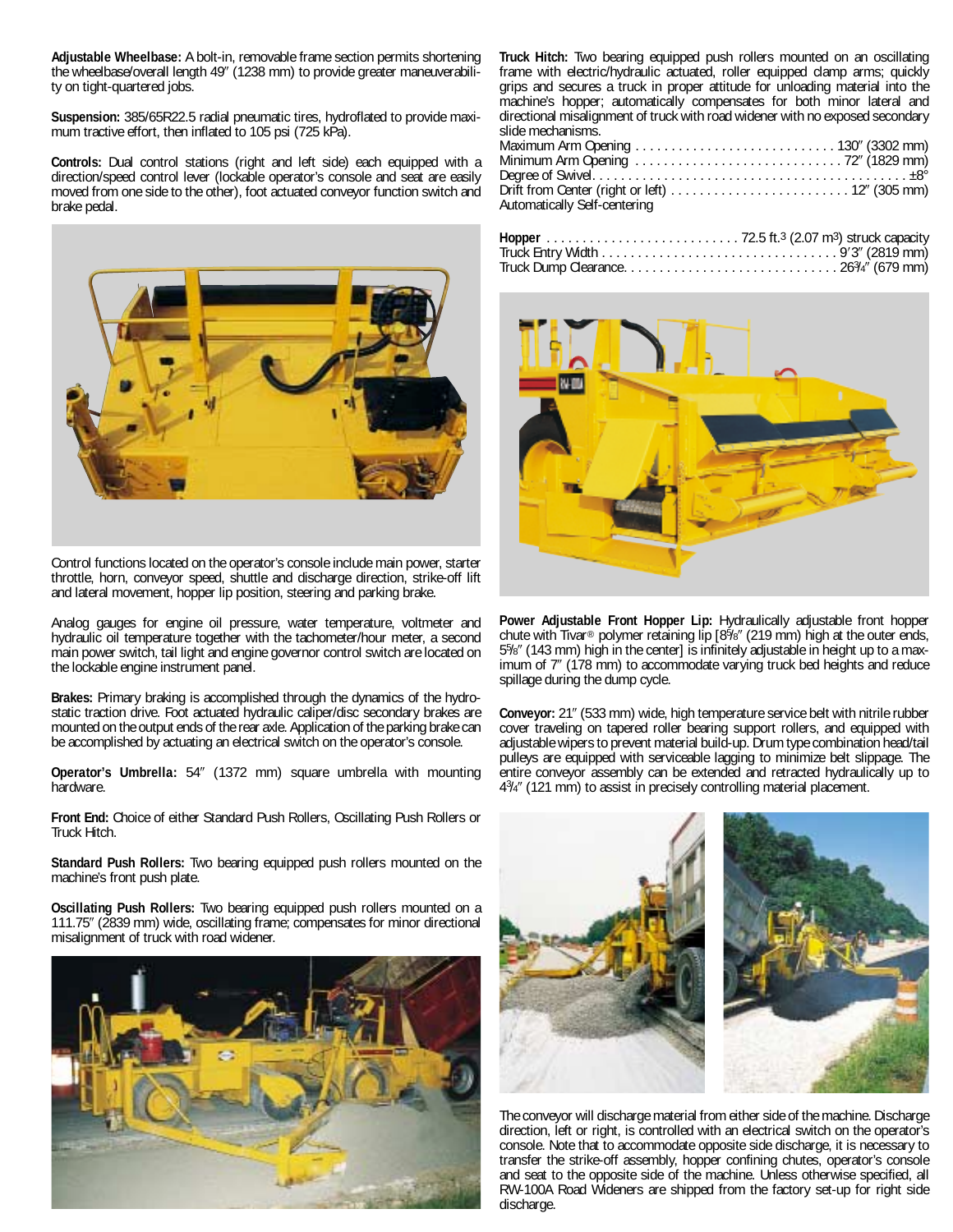**Adjustable Wheelbase:** A bolt-in, removable frame section permits shortening the wheelbase/overall length 49″ (1238 mm) to provide greater maneuverability on tight-quartered jobs.

**Suspension:** 385/65R22.5 radial pneumatic tires, hydroflated to provide maximum tractive effort, then inflated to 105 psi (725 kPa).

**Controls:** Dual control stations (right and left side) each equipped with a direction/speed control lever (lockable operator's console and seat are easily moved from one side to the other), foot actuated conveyor function switch and brake pedal.

Control functions located on the operator's console include main power, starter throttle, horn, conveyor speed, shuttle and discharge direction, strike-off lift and lateral movement, hopper lip position, steering and parking brake.

Analog gauges for engine oil pressure, water temperature, voltmeter and hydraulic oil temperature together with the tachometer/hour meter, a second main power switch, tail light and engine governor control switch are located on the lockable engine instrument panel.

**Brakes:** Primary braking is accomplished through the dynamics of the hydrostatic traction drive. Foot actuated hydraulic caliper/disc secondary brakes are mounted on the output ends of the rear axle. Application of the parking brake can be accomplished by actuating an electrical switch on the operator's console.

**Operator's Umbrella:** 54″ (1372 mm) square umbrella with mounting hardware.

**Front End:** Choice of either Standard Push Rollers, Oscillating Push Rollers or Truck Hitch.

**Standard Push Rollers:** Two bearing equipped push rollers mounted on the machine's front push plate.

**Oscillating Push Rollers:** Two bearing equipped push rollers mounted on a 111.75″ (2839 mm) wide, oscillating frame; compensates for minor directional misalignment of truck with road widener.

**Truck Hitch:** Two bearing equipped push rollers mounted on an oscillating frame with electric/hydraulic actuated, roller equipped clamp arms; quickly grips and secures a truck in proper attitude for unloading material into the machine's hopper; automatically compensates for both minor lateral and directional misalignment of truck with road widener with no exposed secondary slide mechanisms.

| | |
|---|---|
| Maximum Arm Opening | 130″ (3302 mm) |
| Minimum Arm Opening | 72″ (1829 mm) |
| Degree of Swivel | ±8° |
| Drift from Center (right or left) | 12″ (305 mm) |

Automatically Self-centering

| | |
|---|---|
| **Hopper** | 72.5 ft.$^3$ (2.07 m$^3$) struck capacity |
| Truck Entry Width | 9′3″ (2819 mm) |
| Truck Dump Clearance | 26¾″ (679 mm) |

**Power Adjustable Front Hopper Lip:** Hydraulically adjustable front hopper chute with Tivar® polymer retaining lip [8⅝″ (219 mm) high at the outer ends, 5⅝″ (143 mm) high in the center] is infinitely adjustable in height up to a maximum of 7″ (178 mm) to accommodate varying truck bed heights and reduce spillage during the dump cycle.

**Conveyor:** 21″ (533 mm) wide, high temperature service belt with nitrile rubber cover traveling on tapered roller bearing support rollers, and equipped with adjustable wipers to prevent material build-up. Drum type combination head/tail pulleys are equipped with serviceable lagging to minimize belt slippage. The entire conveyor assembly can be extended and retracted hydraulically up to 4¾″ (121 mm) to assist in precisely controlling material placement.

The conveyor will discharge material from either side of the machine. Discharge direction, left or right, is controlled with an electrical switch on the operator's console. Note that to accommodate opposite side discharge, it is necessary to transfer the strike-off assembly, hopper confining chutes, operator's console and seat to the opposite side of the machine. Unless otherwise specified, all RW-100A Road Wideners are shipped from the factory set-up for right side discharge.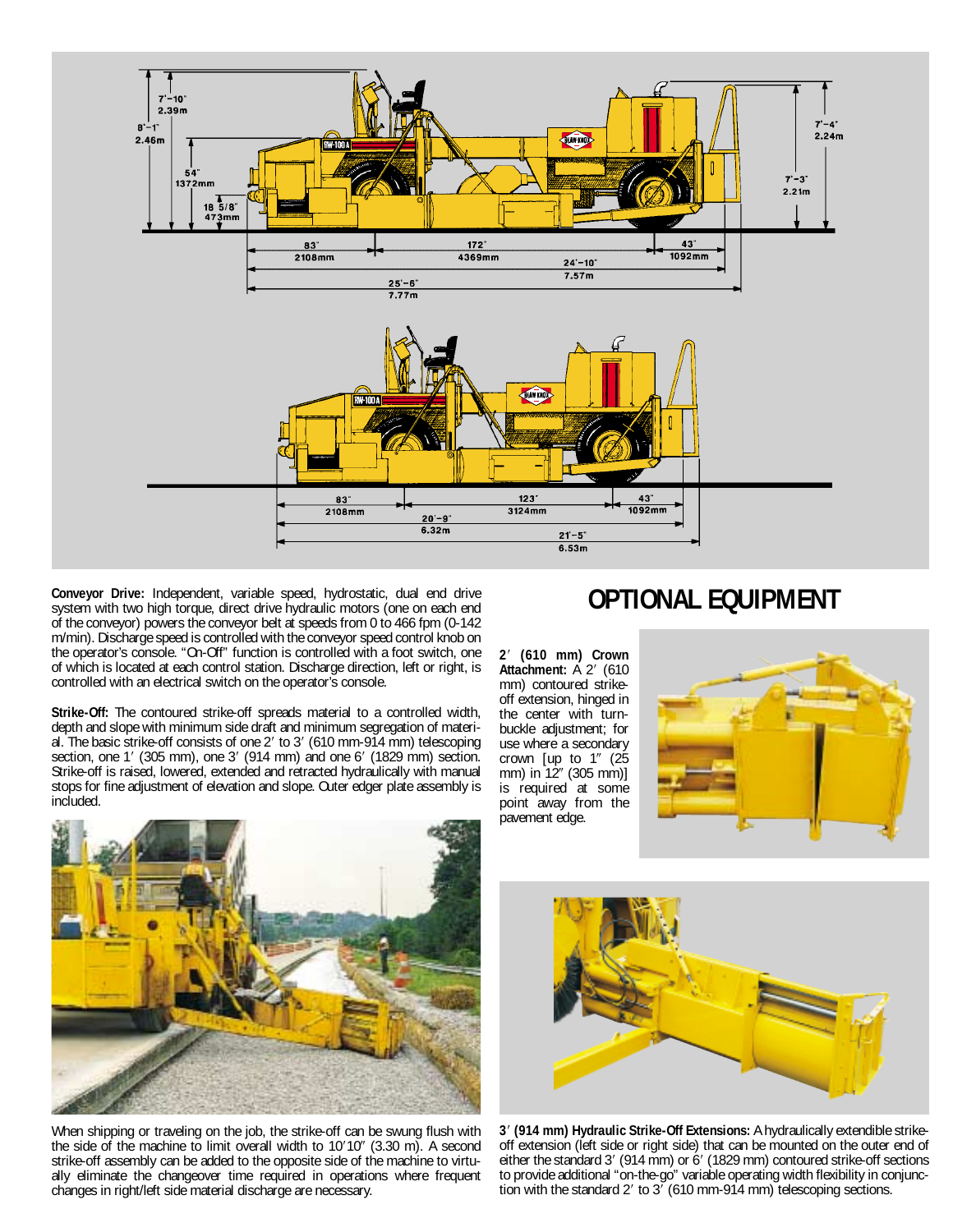**Conveyor Drive:** Independent, variable speed, hydrostatic, dual end drive system with two high torque, direct drive hydraulic motors (one on each end of the conveyor) powers the conveyor belt at speeds from 0 to 466 fpm (0-142 m/min). Discharge speed is controlled with the conveyor speed control knob on the operator's console. "On-Off" function is controlled with a foot switch, one of which is located at each control station. Discharge direction, left or right, is controlled with an electrical switch on the operator's console.

**Strike-Off:** The contoured strike-off spreads material to a controlled width, depth and slope with minimum side draft and minimum segregation of material. The basic strike-off consists of one 2′ to 3′ (610 mm-914 mm) telescoping section, one 1′ (305 mm), one 3′ (914 mm) and one 6′ (1829 mm) section. Strike-off is raised, lowered, extended and retracted hydraulically with manual stops for fine adjustment of elevation and slope. Outer edger plate assembly is included.

When shipping or traveling on the job, the strike-off can be swung flush with the side of the machine to limit overall width to 10′10″ (3.30 m). A second strike-off assembly can be added to the opposite side of the machine to virtually eliminate the changeover time required in operations where frequent changes in right/left side material discharge are necessary.

# OPTIONAL EQUIPMENT

**2′ (610 mm) Crown Attachment:** A 2′ (610 mm) contoured strike-off extension, hinged in the center with turnbuckle adjustment; for use where a secondary crown [up to 1″ (25 mm) in 12″ (305 mm)] is required at some point away from the pavement edge.

**3′ (914 mm) Hydraulic Strike-Off Extensions:** A hydraulically extendible strike-off extension (left side or right side) that can be mounted on the outer end of either the standard 3′ (914 mm) or 6′ (1829 mm) contoured strike-off sections to provide additional "on-the-go" variable operating width flexibility in conjunction with the standard 2′ to 3′ (610 mm-914 mm) telescoping sections.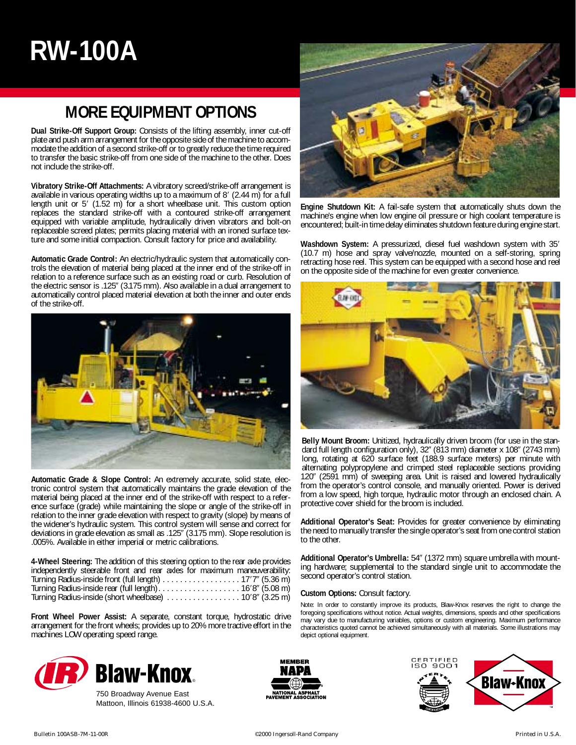# RW-100A

## MORE EQUIPMENT OPTIONS

**Dual Strike-Off Support Group:** Consists of the lifting assembly, inner cut-off plate and push arm arrangement for the opposite side of the machine to accommodate the addition of a second strike-off or to greatly reduce the time required to transfer the basic strike-off from one side of the machine to the other. Does not include the strike-off.

**Vibratory Strike-Off Attachments:** A vibratory screed/strike-off arrangement is available in various operating widths up to a maximum of 8′ (2.44 m) for a full length unit or 5′ (1.52 m) for a short wheelbase unit. This custom option replaces the standard strike-off with a contoured strike-off arrangement equipped with variable amplitude, hydraulically driven vibrators and bolt-on replaceable screed plates; permits placing material with an ironed surface texture and some initial compaction. Consult factory for price and availability.

**Automatic Grade Control:** An electric/hydraulic system that automatically controls the elevation of material being placed at the inner end of the strike-off in relation to a reference surface such as an existing road or curb. Resolution of the electric sensor is .125″ (3.175 mm). Also available in a dual arrangement to automatically control placed material elevation at both the inner and outer ends of the strike-off.

**Automatic Grade & Slope Control:** An extremely accurate, solid state, electronic control system that automatically maintains the grade elevation of the material being placed at the inner end of the strike-off with respect to a reference surface (grade) while maintaining the slope or angle of the strike-off in relation to the inner grade elevation with respect to gravity (slope) by means of the widener's hydraulic system. This control system will sense and correct for deviations in grade elevation as small as .125″ (3.175 mm). Slope resolution is .005%. Available in either imperial or metric calibrations.

**4-Wheel Steering:** The addition of this steering option to the rear axle provides independently steerable front and rear axles for maximum maneuverability.

| | |
|---|---|
| Turning Radius-inside front (full length) | 17′7″ (5.36 m) |
| Turning Radius-inside rear (full length) | 16′8″ (5.08 m) |
| Turning Radius-inside (short wheelbase) | 10′8″ (3.25 m) |

**Front Wheel Power Assist:** A separate, constant torque, hydrostatic drive arrangement for the front wheels; provides up to 20% more tractive effort in the machines LOW operating speed range.

**Engine Shutdown Kit:** A fail-safe system that automatically shuts down the machine's engine when low engine oil pressure or high coolant temperature is encountered; built-in time delay eliminates shutdown feature during engine start.

**Washdown System:** A pressurized, diesel fuel washdown system with 35′ (10.7 m) hose and spray valve/nozzle, mounted on a self-storing, spring retracting hose reel. This system can be equipped with a second hose and reel on the opposite side of the machine for even greater convenience.

**Belly Mount Broom:** Unitized, hydraulically driven broom (for use in the standard full length configuration only), 32″ (813 mm) diameter x 108″ (2743 mm) long, rotating at 620 surface feet (188.9 surface meters) per minute with alternating polypropylene and crimped steel replaceable sections providing 120″ (2591 mm) of sweeping area. Unit is raised and lowered hydraulically from the operator's control console, and manually oriented. Power is derived from a low speed, high torque, hydraulic motor through an enclosed chain. A protective cover shield for the broom is included.

**Additional Operator's Seat:** Provides for greater convenience by eliminating the need to manually transfer the single operator's seat from one control station to the other.

**Additional Operator's Umbrella:** 54″ (1372 mm) square umbrella with mounting hardware; supplemental to the standard single unit to accommodate the second operator's control station.

**Custom Options:** Consult factory.

Note: In order to constantly improve its products, Blaw-Knox reserves the right to change the foregoing specifications without notice. Actual weights, dimensions, speeds and other specifications may vary due to manufacturing variables, options or custom engineering. Maximum performance characteristics quoted cannot be achieved simultaneously with all materials. Some illustrations may depict optional equipment.

IR Blaw-Knox®
750 Broadway Avenue East
Mattoon, Illinois 61938-4600 U.S.A.

MEMBER NAPA NATIONAL ASPHALT PAVEMENT ASSOCIATION

CERTIFIED ISO 9001

Bulletin 100ASB-7M-11-00R ©2000 Ingersoll-Rand Company Printed in U.S.A.